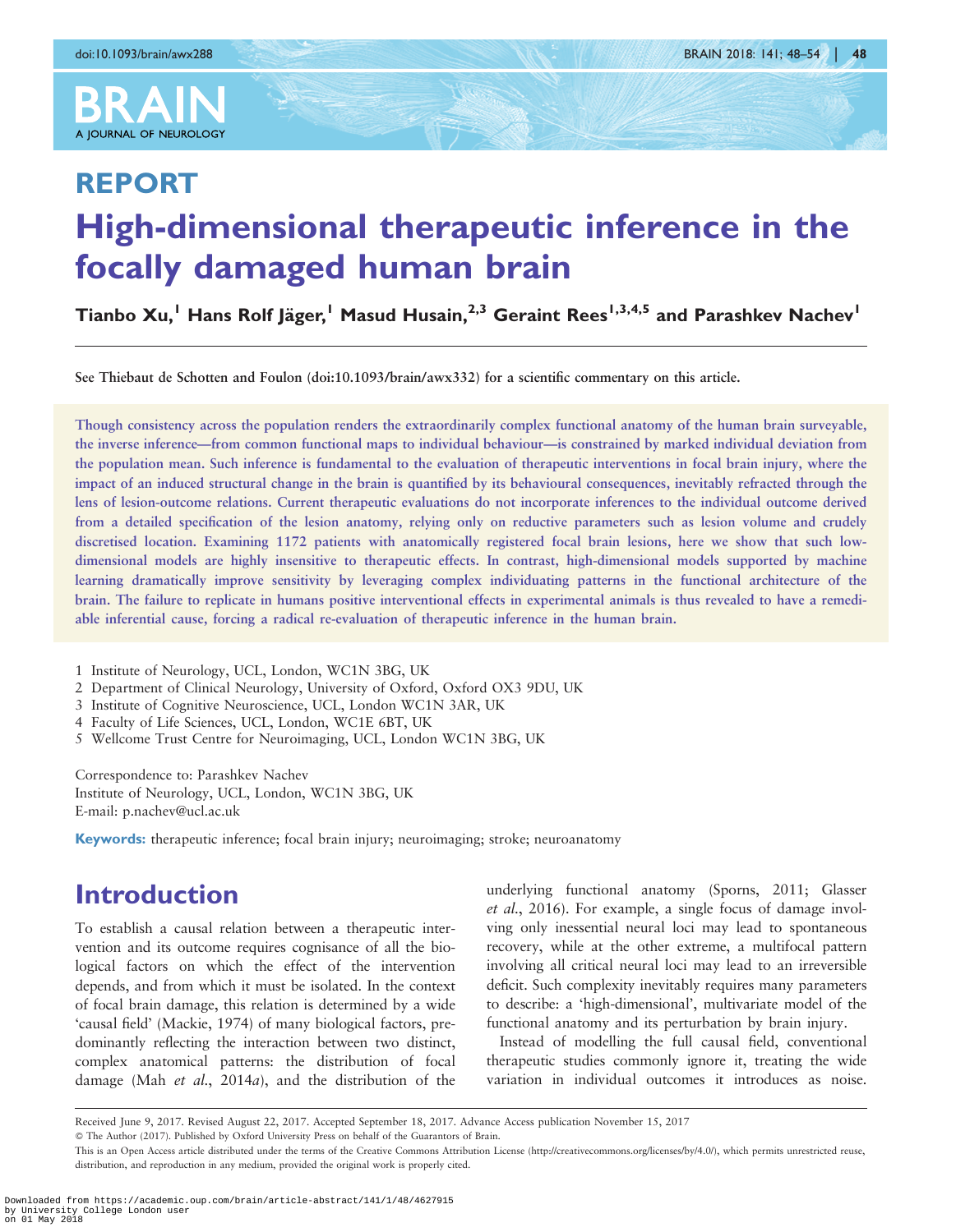# REPORT

# High-dimensional therapeutic inference in the focally damaged human brain

**Tianbo Xu,[1] Hans Rolf Jäger,[1] Masud Husain,[2,3] Geraint Rees[1,3,4,5] and Parashkev Nachev[1]**

See Thiebaut de Schotten and Foulon (doi:10.1093/brain/awx332) for a scientific commentary on this article.

Though consistency across the population renders the extraordinarily complex functional anatomy of the human brain surveyable, the inverse inference—from common functional maps to individual behaviour—is constrained by marked individual deviation from the population mean. Such inference is fundamental to the evaluation of therapeutic interventions in focal brain injury, where the impact of an induced structural change in the brain is quantified by its behavioural consequences, inevitably refracted through the lens of lesion-outcome relations. Current therapeutic evaluations do not incorporate inferences to the individual outcome derived from a detailed specification of the lesion anatomy, relying only on reductive parameters such as lesion volume and crudely discretised location. Examining 1172 patients with anatomically registered focal brain lesions, here we show that such low-dimensional models are highly insensitive to therapeutic effects. In contrast, high-dimensional models supported by machine learning dramatically improve sensitivity by leveraging complex individuating patterns in the functional architecture of the brain. The failure to replicate in humans positive interventional effects in experimental animals is thus revealed to have a remediable inferential cause, forcing a radical re-evaluation of therapeutic inference in the human brain.

1 Institute of Neurology, UCL, London, WC1N 3BG, UK
2 Department of Clinical Neurology, University of Oxford, Oxford OX3 9DU, UK
3 Institute of Cognitive Neuroscience, UCL, London WC1N 3AR, UK
4 Faculty of Life Sciences, UCL, London, WC1E 6BT, UK
5 Wellcome Trust Centre for Neuroimaging, UCL, London WC1N 3BG, UK

Correspondence to: Parashkev Nachev
Institute of Neurology, UCL, London, WC1N 3BG, UK
E-mail: p.nachev@ucl.ac.uk

**Keywords:** therapeutic inference; focal brain injury; neuroimaging; stroke; neuroanatomy

## Introduction

To establish a causal relation between a therapeutic intervention and its outcome requires cognisance of all the biological factors on which the effect of the intervention depends, and from which it must be isolated. In the context of focal brain damage, this relation is determined by a wide 'causal field' (Mackie, 1974) of many biological factors, predominantly reflecting the interaction between two distinct, complex anatomical patterns: the distribution of focal damage (Mah *et al.*, 2014*a*), and the distribution of the underlying functional anatomy (Sporns, 2011; Glasser *et al.*, 2016). For example, a single focus of damage involving only inessential neural loci may lead to spontaneous recovery, while at the other extreme, a multifocal pattern involving all critical neural loci may lead to an irreversible deficit. Such complexity inevitably requires many parameters to describe: a 'high-dimensional', multivariate model of the functional anatomy and its perturbation by brain injury.

Instead of modelling the full causal field, conventional therapeutic studies commonly ignore it, treating the wide variation in individual outcomes it introduces as noise.

Received June 9, 2017. Revised August 22, 2017. Accepted September 18, 2017. Advance Access publication November 15, 2017
© The Author (2017). Published by Oxford University Press on behalf of the Guarantors of Brain.
This is an Open Access article distributed under the terms of the Creative Commons Attribution License (http://creativecommons.org/licenses/by/4.0/), which permits unrestricted reuse, distribution, and reproduction in any medium, provided the original work is properly cited.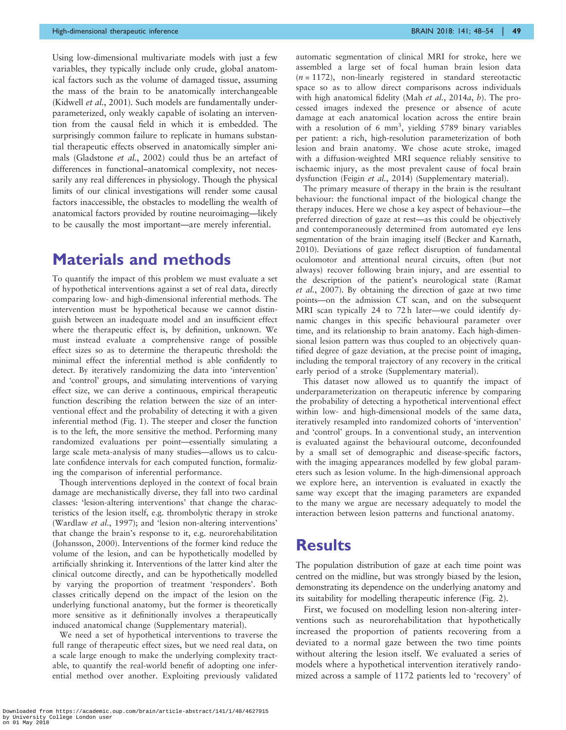Using low-dimensional multivariate models with just a few variables, they typically include only crude, global anatomical factors such as the volume of damaged tissue, assuming the mass of the brain to be anatomically interchangeable (Kidwell *et al.*, 2001). Such models are fundamentally underparameterized, only weakly capable of isolating an intervention from the causal field in which it is embedded. The surprisingly common failure to replicate in humans substantial therapeutic effects observed in anatomically simpler animals (Gladstone *et al.*, 2002) could thus be an artefact of differences in functional–anatomical complexity, not necessarily any real differences in physiology. Though the physical limits of our clinical investigations will render some causal factors inaccessible, the obstacles to modelling the wealth of anatomical factors provided by routine neuroimaging—likely to be causally the most important—are merely inferential.

# Materials and methods

To quantify the impact of this problem we must evaluate a set of hypothetical interventions against a set of real data, directly comparing low- and high-dimensional inferential methods. The intervention must be hypothetical because we cannot distinguish between an inadequate model and an insufficient effect where the therapeutic effect is, by definition, unknown. We must instead evaluate a comprehensive range of possible effect sizes so as to determine the therapeutic threshold: the minimal effect the inferential method is able confidently to detect. By iteratively randomizing the data into 'intervention' and 'control' groups, and simulating interventions of varying effect size, we can derive a continuous, empirical therapeutic function describing the relation between the size of an interventional effect and the probability of detecting it with a given inferential method (Fig. 1). The steeper and closer the function is to the left, the more sensitive the method. Performing many randomized evaluations per point—essentially simulating a large scale meta-analysis of many studies—allows us to calculate confidence intervals for each computed function, formalizing the comparison of inferential performance.

Though interventions deployed in the context of focal brain damage are mechanistically diverse, they fall into two cardinal classes: 'lesion-altering interventions' that change the characteristics of the lesion itself, e.g. thrombolytic therapy in stroke (Wardlaw *et al.*, 1997); and 'lesion non-altering interventions' that change the brain's response to it, e.g. neurorehabilitation (Johansson, 2000). Interventions of the former kind reduce the volume of the lesion, and can be hypothetically modelled by artificially shrinking it. Interventions of the latter kind alter the clinical outcome directly, and can be hypothetically modelled by varying the proportion of treatment 'responders'. Both classes critically depend on the impact of the lesion on the underlying functional anatomy, but the former is theoretically more sensitive as it definitionally involves a therapeutically induced anatomical change (Supplementary material).

We need a set of hypothetical interventions to traverse the full range of therapeutic effect sizes, but we need real data, on a scale large enough to make the underlying complexity tractable, to quantify the real-world benefit of adopting one inferential method over another. Exploiting previously validated automatic segmentation of clinical MRI for stroke, here we assembled a large set of focal human brain lesion data ($n = 1172$), non-linearly registered in standard stereotactic space so as to allow direct comparisons across individuals with high anatomical fidelity (Mah *et al.*, 2014*a*, *b*). The processed images indexed the presence or absence of acute damage at each anatomical location across the entire brain with a resolution of 6 $mm^3$, yielding 5789 binary variables per patient: a rich, high-resolution parameterization of both lesion and brain anatomy. We chose acute stroke, imaged with a diffusion-weighted MRI sequence reliably sensitive to ischaemic injury, as the most prevalent cause of focal brain dysfunction (Feigin *et al.*, 2014) (Supplementary material).

The primary measure of therapy in the brain is the resultant behaviour: the functional impact of the biological change the therapy induces. Here we chose a key aspect of behaviour—the preferred direction of gaze at rest—as this could be objectively and contemporaneously determined from automated eye lens segmentation of the brain imaging itself (Becker and Karnath, 2010). Deviations of gaze reflect disruption of fundamental oculomotor and attentional neural circuits, often (but not always) recover following brain injury, and are essential to the description of the patient's neurological state (Ramat *et al.*, 2007). By obtaining the direction of gaze at two time points—on the admission CT scan, and on the subsequent MRI scan typically 24 to 72 h later—we could identify dynamic changes in this specific behavioural parameter over time, and its relationship to brain anatomy. Each high-dimensional lesion pattern was thus coupled to an objectively quantified degree of gaze deviation, at the precise point of imaging, including the temporal trajectory of any recovery in the critical early period of a stroke (Supplementary material).

This dataset now allowed us to quantify the impact of underparameterization on therapeutic inference by comparing the probability of detecting a hypothetical interventional effect within low- and high-dimensional models of the same data, iteratively resampled into randomized cohorts of 'intervention' and 'control' groups. In a conventional study, an intervention is evaluated against the behavioural outcome, deconfounded by a small set of demographic and disease-specific factors, with the imaging appearances modelled by few global parameters such as lesion volume. In the high-dimensional approach we explore here, an intervention is evaluated in exactly the same way except that the imaging parameters are expanded to the many we argue are necessary adequately to model the interaction between lesion patterns and functional anatomy.

# Results

The population distribution of gaze at each time point was centred on the midline, but was strongly biased by the lesion, demonstrating its dependence on the underlying anatomy and its suitability for modelling therapeutic inference (Fig. 2).

First, we focused on modelling lesion non-altering interventions such as neurorehabilitation that hypothetically increased the proportion of patients recovering from a deviated to a normal gaze between the two time points without altering the lesion itself. We evaluated a series of models where a hypothetical intervention iteratively randomized across a sample of 1172 patients led to 'recovery' of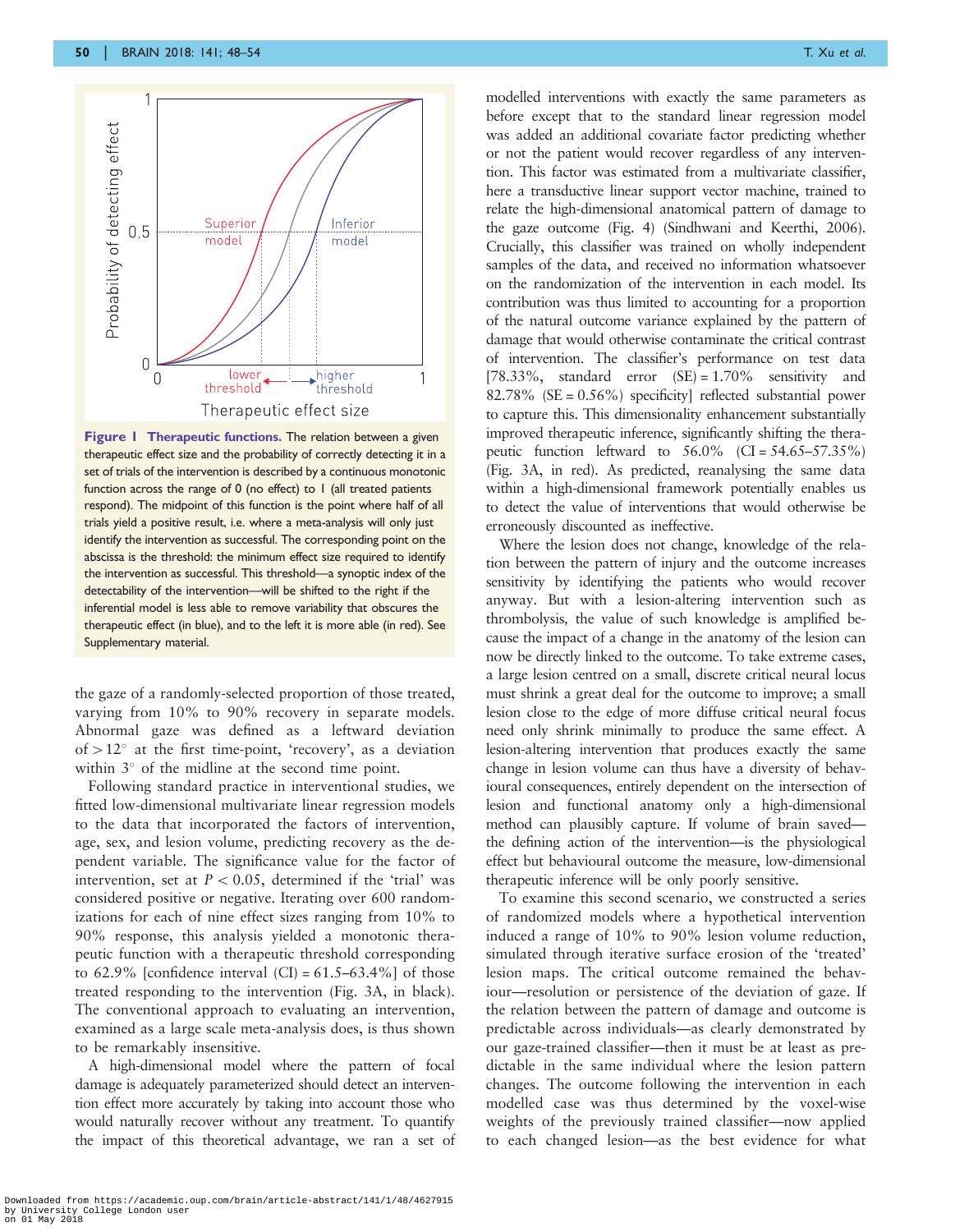**Figure 1 Therapeutic functions.** The relation between a given therapeutic effect size and the probability of correctly detecting it in a set of trials of the intervention is described by a continuous monotonic function across the range of 0 (no effect) to 1 (all treated patients respond). The midpoint of this function is the point where half of all trials yield a positive result, i.e. where a meta-analysis will only just identify the intervention as successful. The corresponding point on the abscissa is the threshold: the minimum effect size required to identify the intervention as successful. This threshold—a synoptic index of the detectability of the intervention—will be shifted to the right if the inferential model is less able to remove variability that obscures the therapeutic effect (in blue), and to the left it is more able (in red). See Supplementary material.

the gaze of a randomly-selected proportion of those treated, varying from 10% to 90% recovery in separate models. Abnormal gaze was defined as a leftward deviation of $>12°$ at the first time-point, 'recovery', as a deviation within $3°$ of the midline at the second time point.

Following standard practice in interventional studies, we fitted low-dimensional multivariate linear regression models to the data that incorporated the factors of intervention, age, sex, and lesion volume, predicting recovery as the dependent variable. The significance value for the factor of intervention, set at $P < 0.05$, determined if the 'trial' was considered positive or negative. Iterating over 600 randomizations for each of nine effect sizes ranging from 10% to 90% response, this analysis yielded a monotonic therapeutic function with a therapeutic threshold corresponding to 62.9% [confidence interval (CI) = 61.5–63.4%] of those treated responding to the intervention (Fig. 3A, in black). The conventional approach to evaluating an intervention, examined as a large scale meta-analysis does, is thus shown to be remarkably insensitive.

A high-dimensional model where the pattern of focal damage is adequately parameterized should detect an intervention effect more accurately by taking into account those who would naturally recover without any treatment. To quantify the impact of this theoretical advantage, we ran a set of modelled interventions with exactly the same parameters as before except that to the standard linear regression model was added an additional covariate factor predicting whether or not the patient would recover regardless of any intervention. This factor was estimated from a multivariate classifier, here a transductive linear support vector machine, trained to relate the high-dimensional anatomical pattern of damage to the gaze outcome (Fig. 4) (Sindhwani and Keerthi, 2006). Crucially, this classifier was trained on wholly independent samples of the data, and received no information whatsoever on the randomization of the intervention in each model. Its contribution was thus limited to accounting for a proportion of the natural outcome variance explained by the pattern of damage that would otherwise contaminate the critical contrast of intervention. The classifier's performance on test data [78.33%, standard error (SE) = 1.70% sensitivity and 82.78% (SE = 0.56%) specificity] reflected substantial power to capture this. This dimensionality enhancement substantially improved therapeutic inference, significantly shifting the therapeutic function leftward to 56.0% (CI = 54.65–57.35%) (Fig. 3A, in red). As predicted, reanalysing the same data within a high-dimensional framework potentially enables us to detect the value of interventions that would otherwise be erroneously discounted as ineffective.

Where the lesion does not change, knowledge of the relation between the pattern of injury and the outcome increases sensitivity by identifying the patients who would recover anyway. But with a lesion-altering intervention such as thrombolysis, the value of such knowledge is amplified because the impact of a change in the anatomy of the lesion can now be directly linked to the outcome. To take extreme cases, a large lesion centred on a small, discrete critical neural locus must shrink a great deal for the outcome to improve; a small lesion close to the edge of more diffuse critical neural focus need only shrink minimally to produce the same effect. A lesion-altering intervention that produces exactly the same change in lesion volume can thus have a diversity of behavioural consequences, entirely dependent on the intersection of lesion and functional anatomy only a high-dimensional method can plausibly capture. If volume of brain saved—the defining action of the intervention—is the physiological effect but behavioural outcome the measure, low-dimensional therapeutic inference will be only poorly sensitive.

To examine this second scenario, we constructed a series of randomized models where a hypothetical intervention induced a range of 10% to 90% lesion volume reduction, simulated through iterative surface erosion of the 'treated' lesion maps. The critical outcome remained the behaviour—resolution or persistence of the deviation of gaze. If the relation between the pattern of damage and outcome is predictable across individuals—as clearly demonstrated by our gaze-trained classifier—then it must be at least as predictable in the same individual where the lesion pattern changes. The outcome following the intervention in each modelled case was thus determined by the voxel-wise weights of the previously trained classifier—now applied to each changed lesion—as the best evidence for what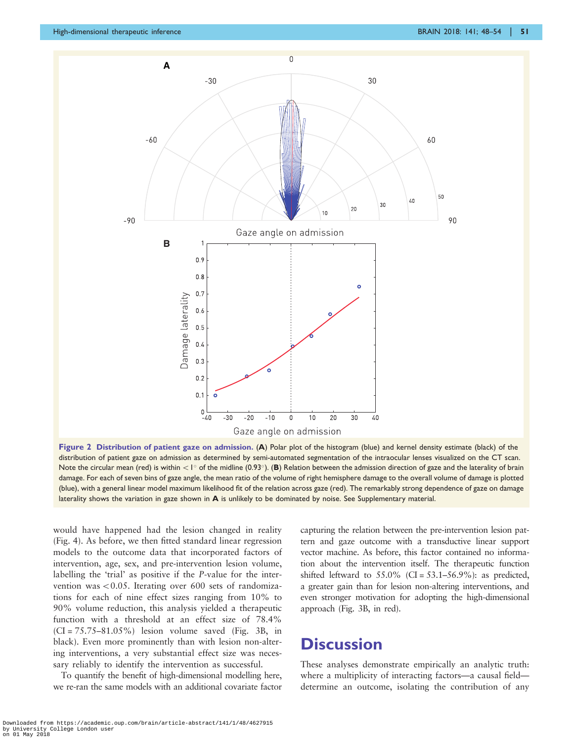**Figure 2 Distribution of patient gaze on admission.** (**A**) Polar plot of the histogram (blue) and kernel density estimate (black) of the distribution of patient gaze on admission as determined by semi-automated segmentation of the intraocular lenses visualized on the CT scan. Note the circular mean (red) is within $<1^\circ$ of the midline (0.93°). (**B**) Relation between the admission direction of gaze and the laterality of brain damage. For each of seven bins of gaze angle, the mean ratio of the volume of right hemisphere damage to the overall volume of damage is plotted (blue), with a general linear model maximum likelihood fit of the relation across gaze (red). The remarkably strong dependence of gaze on damage laterality shows the variation in gaze shown in **A** is unlikely to be dominated by noise. See Supplementary material.

would have happened had the lesion changed in reality (Fig. 4). As before, we then fitted standard linear regression models to the outcome data that incorporated factors of intervention, age, sex, and pre-intervention lesion volume, labelling the 'trial' as positive if the *P*-value for the intervention was $<0.05$. Iterating over 600 sets of randomizations for each of nine effect sizes ranging from 10% to 90% volume reduction, this analysis yielded a therapeutic function with a threshold at an effect size of 78.4% (CI = 75.75–81.05%) lesion volume saved (Fig. 3B, in black). Even more prominently than with lesion non-altering interventions, a very substantial effect size was necessary reliably to identify the intervention as successful.

To quantify the benefit of high-dimensional modelling here, we re-ran the same models with an additional covariate factor capturing the relation between the pre-intervention lesion pattern and gaze outcome with a transductive linear support vector machine. As before, this factor contained no information about the intervention itself. The therapeutic function shifted leftward to 55.0% (CI = 53.1–56.9%): as predicted, a greater gain than for lesion non-altering interventions, and even stronger motivation for adopting the high-dimensional approach (Fig. 3B, in red).

# Discussion

These analyses demonstrate empirically an analytic truth: where a multiplicity of interacting factors—a causal field—determine an outcome, isolating the contribution of any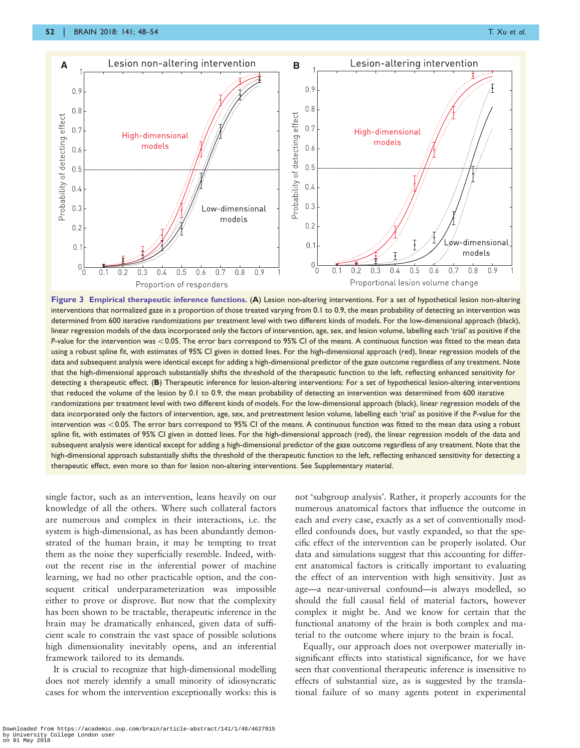**Figure 3 Empirical therapeutic inference functions.** (**A**) Lesion non-altering interventions. For a set of hypothetical lesion non-altering interventions that normalized gaze in a proportion of those treated varying from 0.1 to 0.9, the mean probability of detecting an intervention was determined from 600 iterative randomizations per treatment level with two different kinds of models. For the low-dimensional approach (black), linear regression models of the data incorporated only the factors of intervention, age, sex, and lesion volume, labelling each 'trial' as positive if the *P*-value for the intervention was <0.05. The error bars correspond to 95% CI of the means. A continuous function was fitted to the mean data using a robust spline fit, with estimates of 95% CI given in dotted lines. For the high-dimensional approach (red), linear regression models of the data and subsequent analysis were identical except for adding a high-dimensional predictor of the gaze outcome regardless of any treatment. Note that the high-dimensional approach substantially shifts the threshold of the therapeutic function to the left, reflecting enhanced sensitivity for detecting a therapeutic effect. (**B**) Therapeutic inference for lesion-altering interventions: For a set of hypothetical lesion-altering interventions that reduced the volume of the lesion by 0.1 to 0.9, the mean probability of detecting an intervention was determined from 600 iterative randomizations per treatment level with two different kinds of models. For the low-dimensional approach (black), linear regression models of the data incorporated only the factors of intervention, age, sex, and pretreatment lesion volume, labelling each 'trial' as positive if the *P*-value for the intervention was <0.05. The error bars correspond to 95% CI of the means. A continuous function was fitted to the mean data using a robust spline fit, with estimates of 95% CI given in dotted lines. For the high-dimensional approach (red), the linear regression models of the data and subsequent analysis were identical except for adding a high-dimensional predictor of the gaze outcome regardless of any treatment. Note that the high-dimensional approach substantially shifts the threshold of the therapeutic function to the left, reflecting enhanced sensitivity for detecting a therapeutic effect, even more so than for lesion non-altering interventions. See Supplementary material.

single factor, such as an intervention, leans heavily on our knowledge of all the others. Where such collateral factors are numerous and complex in their interactions, i.e. the system is high-dimensional, as has been abundantly demonstrated of the human brain, it may be tempting to treat them as the noise they superficially resemble. Indeed, without the recent rise in the inferential power of machine learning, we had no other practicable option, and the consequent critical underparameterization was impossible either to prove or disprove. But now that the complexity has been shown to be tractable, therapeutic inference in the brain may be dramatically enhanced, given data of sufficient scale to constrain the vast space of possible solutions high dimensionality inevitably opens, and an inferential framework tailored to its demands.

It is crucial to recognize that high-dimensional modelling does not merely identify a small minority of idiosyncratic cases for whom the intervention exceptionally works: this is not 'subgroup analysis'. Rather, it properly accounts for the numerous anatomical factors that influence the outcome in each and every case, exactly as a set of conventionally modelled confounds does, but vastly expanded, so that the specific effect of the intervention can be properly isolated. Our data and simulations suggest that this accounting for different anatomical factors is critically important to evaluating the effect of an intervention with high sensitivity. Just as age—a near-universal confound—is always modelled, so should the full causal field of material factors, however complex it might be. And we know for certain that the functional anatomy of the brain is both complex and material to the outcome where injury to the brain is focal.

Equally, our approach does not overpower materially insignificant effects into statistical significance, for we have seen that conventional therapeutic inference is insensitive to effects of substantial size, as is suggested by the translational failure of so many agents potent in experimental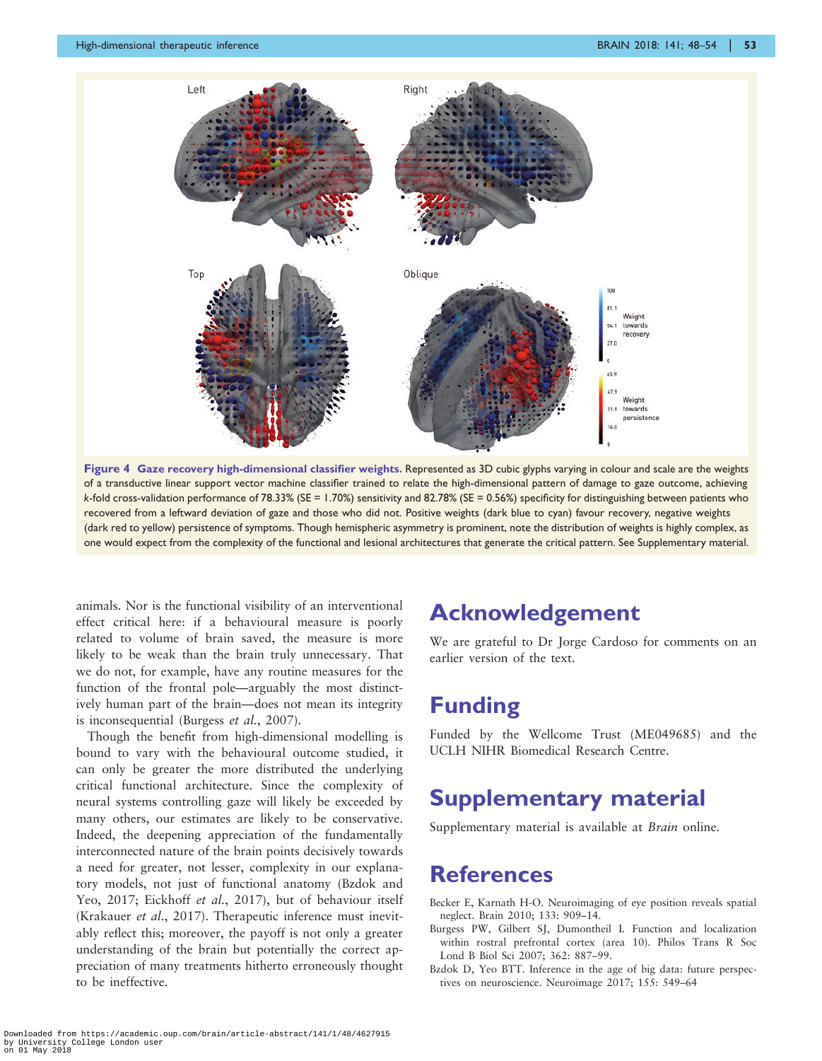**Figure 4 Gaze recovery high-dimensional classifier weights.** Represented as 3D cubic glyphs varying in colour and scale are the weights of a transductive linear support vector machine classifier trained to relate the high-dimensional pattern of damage to gaze outcome, achieving *k*-fold cross-validation performance of 78.33% (SE = 1.70%) sensitivity and 82.78% (SE = 0.56%) specificity for distinguishing between patients who recovered from a leftward deviation of gaze and those who did not. Positive weights (dark blue to cyan) favour recovery, negative weights (dark red to yellow) persistence of symptoms. Though hemispheric asymmetry is prominent, note the distribution of weights is highly complex, as one would expect from the complexity of the functional and lesional architectures that generate the critical pattern. See Supplementary material.

animals. Nor is the functional visibility of an interventional effect critical here: if a behavioural measure is poorly related to volume of brain saved, the measure is more likely to be weak than the brain truly unnecessary. That we do not, for example, have any routine measures for the function of the frontal pole—arguably the most distinctively human part of the brain—does not mean its integrity is inconsequential (Burgess *et al.*, 2007).

Though the benefit from high-dimensional modelling is bound to vary with the behavioural outcome studied, it can only be greater the more distributed the underlying critical functional architecture. Since the complexity of neural systems controlling gaze will likely be exceeded by many others, our estimates are likely to be conservative. Indeed, the deepening appreciation of the fundamentally interconnected nature of the brain points decisively towards a need for greater, not lesser, complexity in our explanatory models, not just of functional anatomy (Bzdok and Yeo, 2017; Eickhoff *et al.*, 2017), but of behaviour itself (Krakauer *et al.*, 2017). Therapeutic inference must inevitably reflect this; moreover, the payoff is not only a greater understanding of the brain but potentially the correct appreciation of many treatments hitherto erroneously thought to be ineffective.

# Acknowledgement

We are grateful to Dr Jorge Cardoso for comments on an earlier version of the text.

# Funding

Funded by the Wellcome Trust (ME049685) and the UCLH NIHR Biomedical Research Centre.

# Supplementary material

Supplementary material is available at *Brain* online.

# References

Becker E, Karnath H-O. Neuroimaging of eye position reveals spatial neglect. Brain 2010; 133: 909–14.

Burgess PW, Gilbert SJ, Dumontheil I. Function and localization within rostral prefrontal cortex (area 10). Philos Trans R Soc Lond B Biol Sci 2007; 362: 887–99.

Bzdok D, Yeo BTT. Inference in the age of big data: future perspectives on neuroscience. Neuroimage 2017; 155: 549–64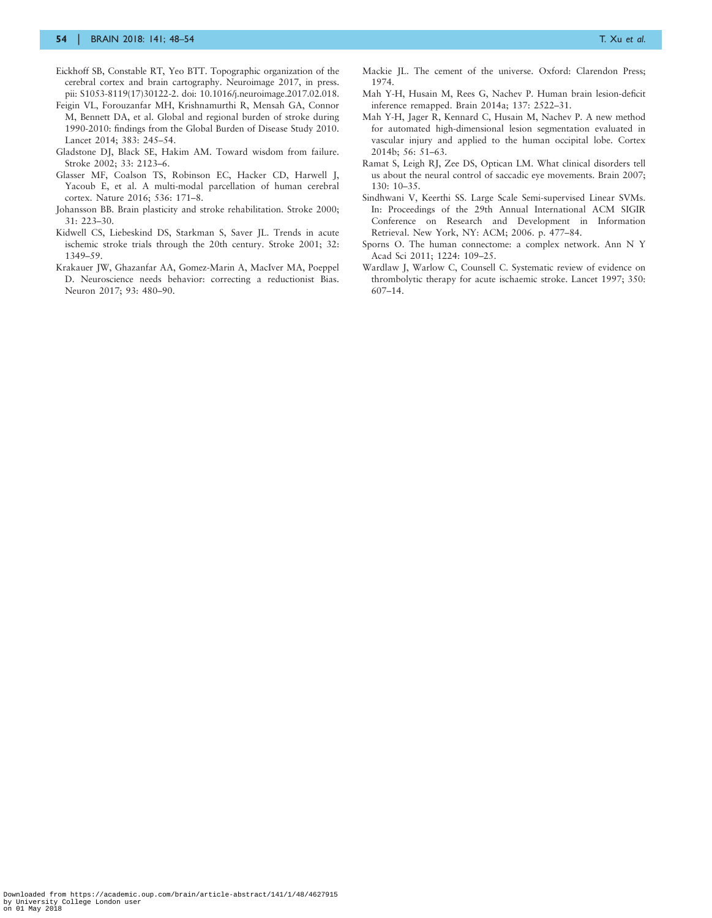Eickhoff SB, Constable RT, Yeo BTT. Topographic organization of the cerebral cortex and brain cartography. Neuroimage 2017, in press. pii: S1053-8119(17)30122-2. doi: 10.1016/j.neuroimage.2017.02.018.

Feigin VL, Forouzanfar MH, Krishnamurthi R, Mensah GA, Connor M, Bennett DA, et al. Global and regional burden of stroke during 1990-2010: findings from the Global Burden of Disease Study 2010. Lancet 2014; 383: 245–54.

Gladstone DJ, Black SE, Hakim AM. Toward wisdom from failure. Stroke 2002; 33: 2123–6.

Glasser MF, Coalson TS, Robinson EC, Hacker CD, Harwell J, Yacoub E, et al. A multi-modal parcellation of human cerebral cortex. Nature 2016; 536: 171–8.

Johansson BB. Brain plasticity and stroke rehabilitation. Stroke 2000; 31: 223–30.

Kidwell CS, Liebeskind DS, Starkman S, Saver JL. Trends in acute ischemic stroke trials through the 20th century. Stroke 2001; 32: 1349–59.

Krakauer JW, Ghazanfar AA, Gomez-Marin A, MacIver MA, Poeppel D. Neuroscience needs behavior: correcting a reductionist Bias. Neuron 2017; 93: 480–90.

Mackie JL. The cement of the universe. Oxford: Clarendon Press; 1974.

Mah Y-H, Husain M, Rees G, Nachev P. Human brain lesion-deficit inference remapped. Brain 2014a; 137: 2522–31.

Mah Y-H, Jager R, Kennard C, Husain M, Nachev P. A new method for automated high-dimensional lesion segmentation evaluated in vascular injury and applied to the human occipital lobe. Cortex 2014b; 56: 51–63.

Ramat S, Leigh RJ, Zee DS, Optican LM. What clinical disorders tell us about the neural control of saccadic eye movements. Brain 2007; 130: 10–35.

Sindhwani V, Keerthi SS. Large Scale Semi-supervised Linear SVMs. In: Proceedings of the 29th Annual International ACM SIGIR Conference on Research and Development in Information Retrieval. New York, NY: ACM; 2006. p. 477–84.

Sporns O. The human connectome: a complex network. Ann N Y Acad Sci 2011; 1224: 109–25.

Wardlaw J, Warlow C, Counsell C. Systematic review of evidence on thrombolytic therapy for acute ischaemic stroke. Lancet 1997; 350: 607–14.